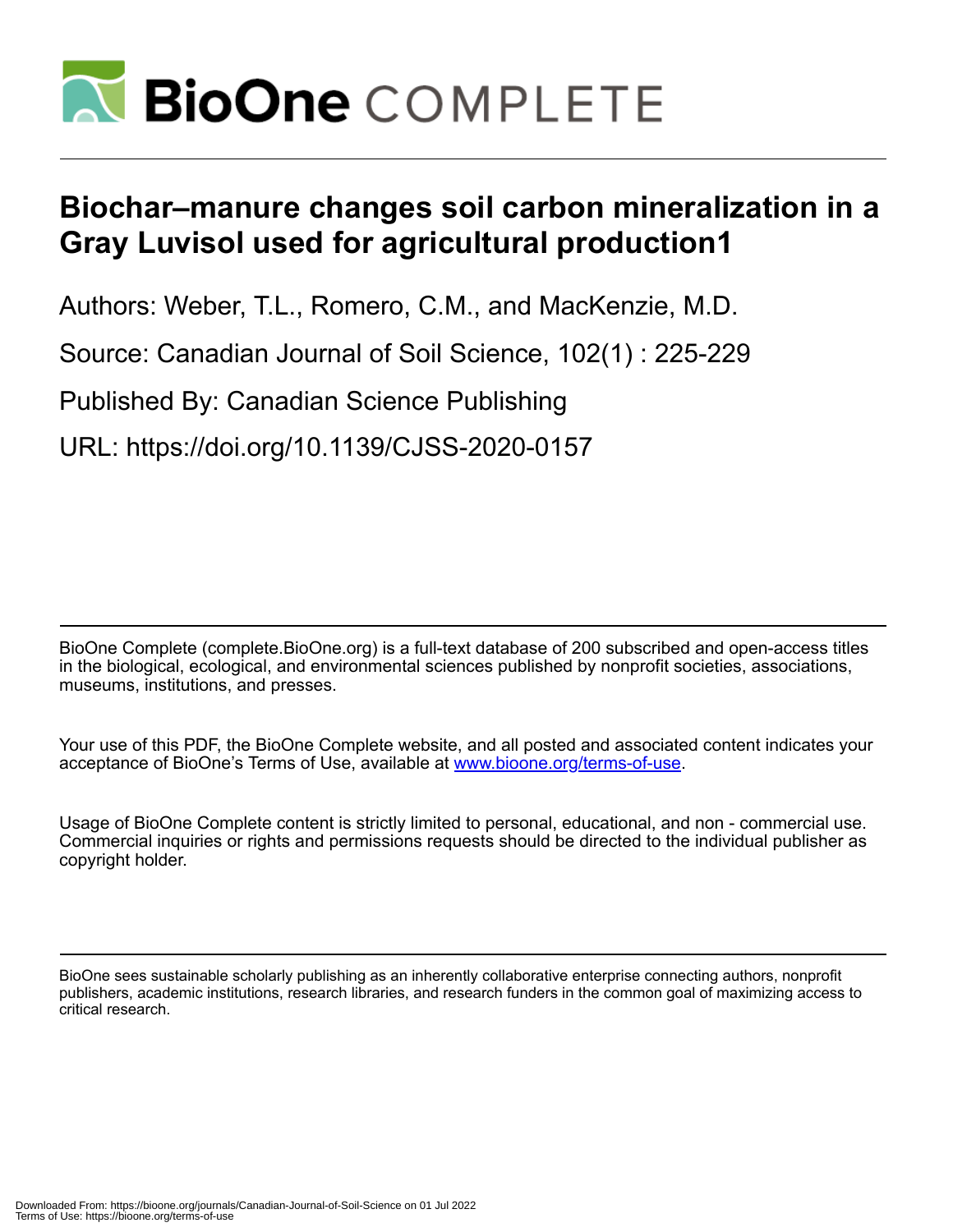# Biochar–manure changes soil carbon mineralization in a Gray Luvisol used for agricultural production1

Authors: Weber, T.L., Romero, C.M., and MacKenzie, M.D.

Source: Canadian Journal of Soil Science, 102(1) : 225-229

Published By: Canadian Science Publishing

URL: https://doi.org/10.1139/CJSS-2020-0157

BioOne Complete (complete.BioOne.org) is a full-text database of 200 subscribed and open-access titles in the biological, ecological, and environmental sciences published by nonprofit societies, associations, museums, institutions, and presses.

Your use of this PDF, the BioOne Complete website, and all posted and associated content indicates your acceptance of BioOne's Terms of Use, available at www.bioone.org/terms-of-use.

Usage of BioOne Complete content is strictly limited to personal, educational, and non - commercial use. Commercial inquiries or rights and permissions requests should be directed to the individual publisher as copyright holder.

BioOne sees sustainable scholarly publishing as an inherently collaborative enterprise connecting authors, nonprofit publishers, academic institutions, research libraries, and research funders in the common goal of maximizing access to critical research.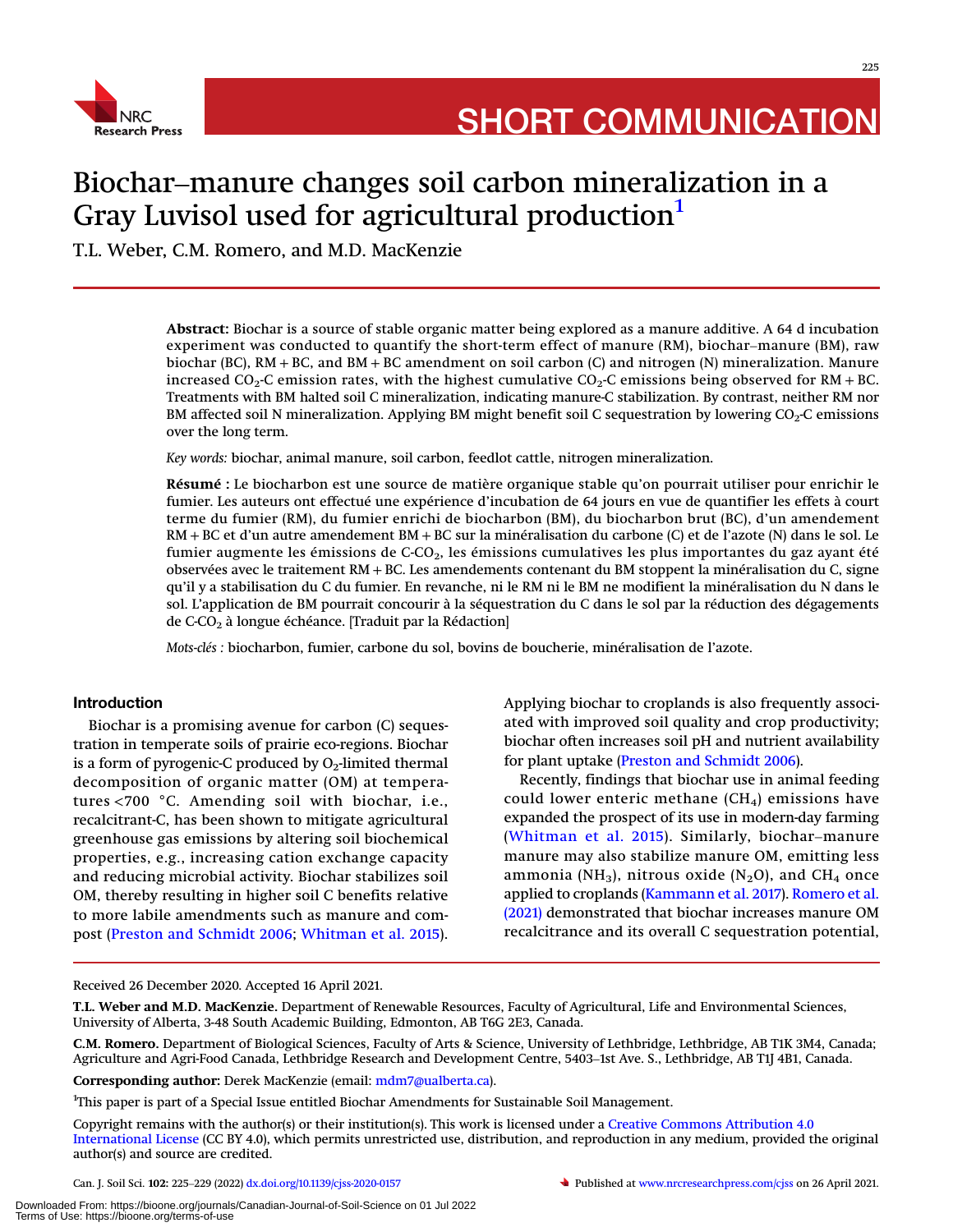SHORT COMMUNICATION

# Biochar–manure changes soil carbon mineralization in a Gray Luvisol used for agricultural production[1]

T.L. Weber, C.M. Romero, and M.D. MacKenzie

**Abstract:** Biochar is a source of stable organic matter being explored as a manure additive. A 64 d incubation experiment was conducted to quantify the short-term effect of manure (RM), biochar–manure (BM), raw biochar (BC), RM + BC, and BM + BC amendment on soil carbon (C) and nitrogen (N) mineralization. Manure increased $CO_2$-C emission rates, with the highest cumulative $CO_2$-C emissions being observed for RM + BC. Treatments with BM halted soil C mineralization, indicating manure-C stabilization. By contrast, neither RM nor BM affected soil N mineralization. Applying BM might benefit soil C sequestration by lowering $CO_2$-C emissions over the long term.

*Key words:* biochar, animal manure, soil carbon, feedlot cattle, nitrogen mineralization.

**Résumé :** Le biocharbon est une source de matière organique stable qu'on pourrait utiliser pour enrichir le fumier. Les auteurs ont effectué une expérience d'incubation de 64 jours en vue de quantifier les effets à court terme du fumier (RM), du fumier enrichi de biocharbon (BM), du biocharbon brut (BC), d'un amendement RM + BC et d'un autre amendement BM + BC sur la minéralisation du carbone (C) et de l'azote (N) dans le sol. Le fumier augmente les émissions de C-$CO_2$, les émissions cumulatives les plus importantes du gaz ayant été observées avec le traitement RM + BC. Les amendements contenant du BM stoppent la minéralisation du C, signe qu'il y a stabilisation du C du fumier. En revanche, ni le RM ni le BM ne modifient la minéralisation du N dans le sol. L'application de BM pourrait concourir à la séquestration du C dans le sol par la réduction des dégagements de C-$CO_2$ à longue échéance. [Traduit par la Rédaction]

*Mots-clés :* biocharbon, fumier, carbone du sol, bovins de boucherie, minéralisation de l'azote.

## Introduction

Biochar is a promising avenue for carbon (C) sequestration in temperate soils of prairie eco-regions. Biochar is a form of pyrogenic-C produced by $O_2$-limited thermal decomposition of organic matter (OM) at temperatures <700 °C. Amending soil with biochar, i.e., recalcitrant-C, has been shown to mitigate agricultural greenhouse gas emissions by altering soil biochemical properties, e.g., increasing cation exchange capacity and reducing microbial activity. Biochar stabilizes soil OM, thereby resulting in higher soil C benefits relative to more labile amendments such as manure and compost (Preston and Schmidt 2006; Whitman et al. 2015). Applying biochar to croplands is also frequently associated with improved soil quality and crop productivity; biochar often increases soil pH and nutrient availability for plant uptake (Preston and Schmidt 2006).

Recently, findings that biochar use in animal feeding could lower enteric methane ($CH_4$) emissions have expanded the prospect of its use in modern-day farming (Whitman et al. 2015). Similarly, biochar–manure manure may also stabilize manure OM, emitting less ammonia ($NH_3$), nitrous oxide ($N_2O$), and $CH_4$ once applied to croplands (Kammann et al. 2017). Romero et al. (2021) demonstrated that biochar increases manure OM recalcitrance and its overall C sequestration potential,

Received 26 December 2020. Accepted 16 April 2021.

**T.L. Weber and M.D. MacKenzie.** Department of Renewable Resources, Faculty of Agricultural, Life and Environmental Sciences, University of Alberta, 3-48 South Academic Building, Edmonton, AB T6G 2E3, Canada.

**C.M. Romero.** Department of Biological Sciences, Faculty of Arts & Science, University of Lethbridge, Lethbridge, AB T1K 3M4, Canada; Agriculture and Agri-Food Canada, Lethbridge Research and Development Centre, 5403–1st Ave. S., Lethbridge, AB T1J 4B1, Canada.

**Corresponding author:** Derek MacKenzie (email: mdm7@ualberta.ca).

[1]This paper is part of a Special Issue entitled Biochar Amendments for Sustainable Soil Management.

Copyright remains with the author(s) or their institution(s). This work is licensed under a Creative Commons Attribution 4.0 International License (CC BY 4.0), which permits unrestricted use, distribution, and reproduction in any medium, provided the original author(s) and source are credited.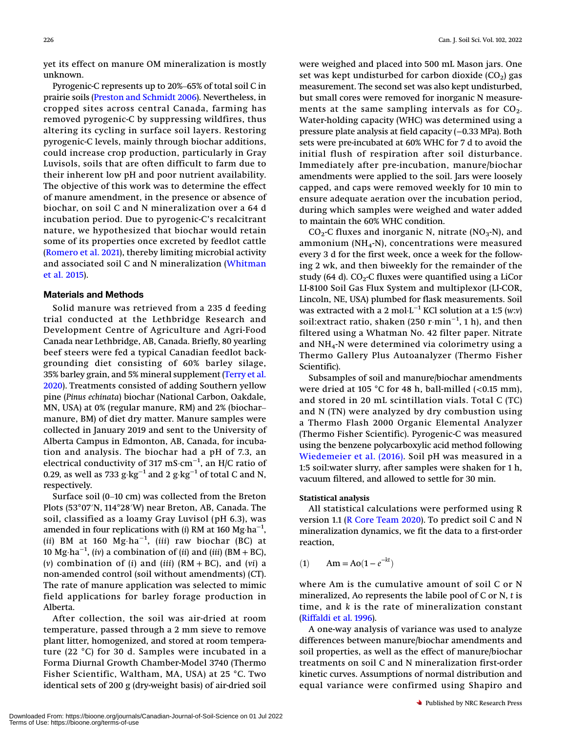yet its effect on manure OM mineralization is mostly unknown.

Pyrogenic-C represents up to 20%–65% of total soil C in prairie soils (Preston and Schmidt 2006). Nevertheless, in cropped sites across central Canada, farming has removed pyrogenic-C by suppressing wildfires, thus altering its cycling in surface soil layers. Restoring pyrogenic-C levels, mainly through biochar additions, could increase crop production, particularly in Gray Luvisols, soils that are often difficult to farm due to their inherent low pH and poor nutrient availability. The objective of this work was to determine the effect of manure amendment, in the presence or absence of biochar, on soil C and N mineralization over a 64 d incubation period. Due to pyrogenic-C's recalcitrant nature, we hypothesized that biochar would retain some of its properties once excreted by feedlot cattle (Romero et al. 2021), thereby limiting microbial activity and associated soil C and N mineralization (Whitman et al. 2015).

## Materials and Methods

Solid manure was retrieved from a 235 d feeding trial conducted at the Lethbridge Research and Development Centre of Agriculture and Agri-Food Canada near Lethbridge, AB, Canada. Briefly, 80 yearling beef steers were fed a typical Canadian feedlot backgrounding diet consisting of 60% barley silage, 35% barley grain, and 5% mineral supplement (Terry et al. 2020). Treatments consisted of adding Southern yellow pine (*Pinus echinata*) biochar (National Carbon, Oakdale, MN, USA) at 0% (regular manure, RM) and 2% (biochar–manure, BM) of diet dry matter. Manure samples were collected in January 2019 and sent to the University of Alberta Campus in Edmonton, AB, Canada, for incubation and analysis. The biochar had a pH of 7.3, an electrical conductivity of 317 mS·cm$^{-1}$, an H/C ratio of 0.29, as well as 733 g·kg$^{-1}$ and 2 g·kg$^{-1}$ of total C and N, respectively.

Surface soil (0–10 cm) was collected from the Breton Plots (53°07′N, 114°28′W) near Breton, AB, Canada. The soil, classified as a loamy Gray Luvisol (pH 6.3), was amended in four replications with (*i*) RM at 160 Mg·ha$^{-1}$, (*ii*) BM at 160 Mg·ha$^{-1}$, (*iii*) raw biochar (BC) at 10 Mg·ha$^{-1}$, (*iv*) a combination of (*ii*) and (*iii*) (BM + BC), (*v*) combination of (*i*) and (*iii*) (RM + BC), and (*vi*) a non-amended control (soil without amendments) (CT). The rate of manure application was selected to mimic field applications for barley forage production in Alberta.

After collection, the soil was air-dried at room temperature, passed through a 2 mm sieve to remove plant litter, homogenized, and stored at room temperature (22 °C) for 30 d. Samples were incubated in a Forma Diurnal Growth Chamber-Model 3740 (Thermo Fisher Scientific, Waltham, MA, USA) at 25 °C. Two identical sets of 200 g (dry-weight basis) of air-dried soil were weighed and placed into 500 mL Mason jars. One set was kept undisturbed for carbon dioxide ($CO_2$) gas measurement. The second set was also kept undisturbed, but small cores were removed for inorganic N measurements at the same sampling intervals as for $CO_2$. Water-holding capacity (WHC) was determined using a pressure plate analysis at field capacity (−0.33 MPa). Both sets were pre-incubated at 60% WHC for 7 d to avoid the initial flush of respiration after soil disturbance. Immediately after pre-incubation, manure/biochar amendments were applied to the soil. Jars were loosely capped, and caps were removed weekly for 10 min to ensure adequate aeration over the incubation period, during which samples were weighed and water added to maintain the 60% WHC condition.

$CO_2$-C fluxes and inorganic N, nitrate ($NO_3$-N), and ammonium ($NH_4$-N), concentrations were measured every 3 d for the first week, once a week for the following 2 wk, and then biweekly for the remainder of the study (64 d). $CO_2$-C fluxes were quantified using a LiCor LI-8100 Soil Gas Flux System and multiplexor (LI-COR, Lincoln, NE, USA) plumbed for flask measurements. Soil was extracted with a 2 mol·L$^{-1}$ KCl solution at a 1:5 (*w*:*v*) soil:extract ratio, shaken (250 r·min$^{-1}$, 1 h), and then filtered using a Whatman No. 42 filter paper. Nitrate and $NH_4$-N were determined via colorimetry using a Thermo Gallery Plus Autoanalyzer (Thermo Fisher Scientific).

Subsamples of soil and manure/biochar amendments were dried at 105 °C for 48 h, ball-milled (<0.15 mm), and stored in 20 mL scintillation vials. Total C (TC) and N (TN) were analyzed by dry combustion using a Thermo Flash 2000 Organic Elemental Analyzer (Thermo Fisher Scientific). Pyrogenic-C was measured using the benzene polycarboxylic acid method following Wiedemeier et al. (2016). Soil pH was measured in a 1:5 soil:water slurry, after samples were shaken for 1 h, vacuum filtered, and allowed to settle for 30 min.

#### Statistical analysis

All statistical calculations were performed using R version 1.1 (R Core Team 2020). To predict soil C and N mineralization dynamics, we fit the data to a first-order reaction,

$$(1) \qquad \mathrm{Am} = \mathrm{Ao}(1 - e^{-kt})$$

where Am is the cumulative amount of soil C or N mineralized, Ao represents the labile pool of C or N, $t$ is time, and $k$ is the rate of mineralization constant (Riffaldi et al. 1996).

A one-way analysis of variance was used to analyze differences between manure/biochar amendments and soil properties, as well as the effect of manure/biochar treatments on soil C and N mineralization first-order kinetic curves. Assumptions of normal distribution and equal variance were confirmed using Shapiro and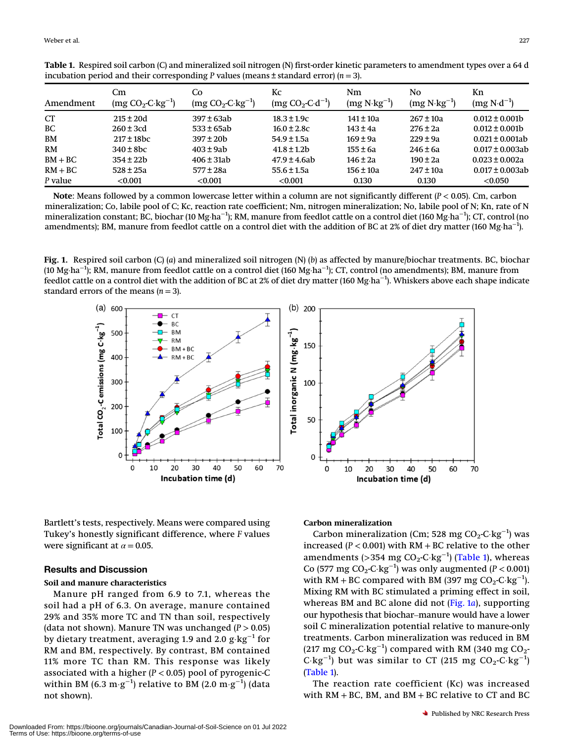**Table 1.** Respired soil carbon (C) and mineralized soil nitrogen (N) first-order kinetic parameters to amendment types over a 64 d incubation period and their corresponding *P* values (means ± standard error) (*n* = 3).

| Amendment | Cm (mg $CO_2$-C·$kg^{-1}$) | Co (mg $CO_2$-C·$kg^{-1}$) | Kc (mg $CO_2$-C·$d^{-1}$) | Nm (mg N·$kg^{-1}$) | No (mg N·$kg^{-1}$) | Kn (mg N·$d^{-1}$) |
|---|---|---|---|---|---|---|
| CT | 215 ± 20d | 397 ± 63ab | 18.3 ± 1.9c | 141 ± 10a | 267 ± 10a | 0.012 ± 0.001b |
| BC | 260 ± 3cd | 533 ± 65ab | 16.0 ± 2.8c | 143 ± 4a | 276 ± 2a | 0.012 ± 0.001b |
| BM | 217 ± 18bc | 397 ± 20b | 54.9 ± 1.5a | 169 ± 9a | 229 ± 9a | 0.021 ± 0.001ab |
| RM | 340 ± 8bc | 403 ± 9ab | 41.8 ± 1.2b | 155 ± 6a | 246 ± 6a | 0.017 ± 0.003ab |
| BM + BC | 354 ± 22b | 406 ± 31ab | 47.9 ± 4.6ab | 146 ± 2a | 190 ± 2a | 0.023 ± 0.002a |
| RM + BC | 528 ± 25a | 577 ± 28a | 55.6 ± 1.5a | 156 ± 10a | 247 ± 10a | 0.017 ± 0.003ab |
| *P* value | <0.001 | <0.001 | <0.001 | 0.130 | 0.130 | <0.050 |

**Note**: Means followed by a common lowercase letter within a column are not significantly different ($P < 0.05$). Cm, carbon mineralization; Co, labile pool of C; Kc, reaction rate coefficient; Nm, nitrogen mineralization; No, labile pool of N; Kn, rate of N mineralization constant; BC, biochar (10 Mg·$ha^{-1}$); RM, manure from feedlot cattle on a control diet (160 Mg·$ha^{-1}$); CT, control (no amendments); BM, manure from feedlot cattle on a control diet with the addition of BC at 2% of diet dry matter (160 Mg·$ha^{-1}$).

**Fig. 1.** Respired soil carbon (C) (*a*) and mineralized soil nitrogen (N) (*b*) as affected by manure/biochar treatments. BC, biochar (10 Mg·$ha^{-1}$); RM, manure from feedlot cattle on a control diet (160 Mg·$ha^{-1}$); CT, control (no amendments); BM, manure from feedlot cattle on a control diet with the addition of BC at 2% of diet dry matter (160 Mg·$ha^{-1}$). Whiskers above each shape indicate standard errors of the means (*n* = 3).

Bartlett's tests, respectively. Means were compared using Tukey's honestly significant difference, where *F* values were significant at $\alpha = 0.05$.

## Results and Discussion

### Soil and manure characteristics

Manure pH ranged from 6.9 to 7.1, whereas the soil had a pH of 6.3. On average, manure contained 29% and 35% more TC and TN than soil, respectively (data not shown). Manure TN was unchanged ($P > 0.05$) by dietary treatment, averaging 1.9 and 2.0 g·$kg^{-1}$ for RM and BM, respectively. By contrast, BM contained 11% more TC than RM. This response was likely associated with a higher ($P < 0.05$) pool of pyrogenic-C within BM (6.3 m·$g^{-1}$) relative to BM (2.0 m·$g^{-1}$) (data not shown).

### Carbon mineralization

Carbon mineralization (Cm; 528 mg $CO_2$-C·$kg^{-1}$) was increased ($P < 0.001$) with RM + BC relative to the other amendments (>354 mg $CO_2$-C·$kg^{-1}$) (Table 1), whereas Co (577 mg $CO_2$-C·$kg^{-1}$) was only augmented ($P < 0.001$) with RM + BC compared with BM (397 mg $CO_2$-C·$kg^{-1}$). Mixing RM with BC stimulated a priming effect in soil, whereas BM and BC alone did not (Fig. 1*a*), supporting our hypothesis that biochar–manure would have a lower soil C mineralization potential relative to manure-only treatments. Carbon mineralization was reduced in BM (217 mg $CO_2$-C·$kg^{-1}$) compared with RM (340 mg $CO_2$-C·$kg^{-1}$) but was similar to CT (215 mg $CO_2$-C·$kg^{-1}$) (Table 1).

The reaction rate coefficient (Kc) was increased with RM + BC, BM, and BM + BC relative to CT and BC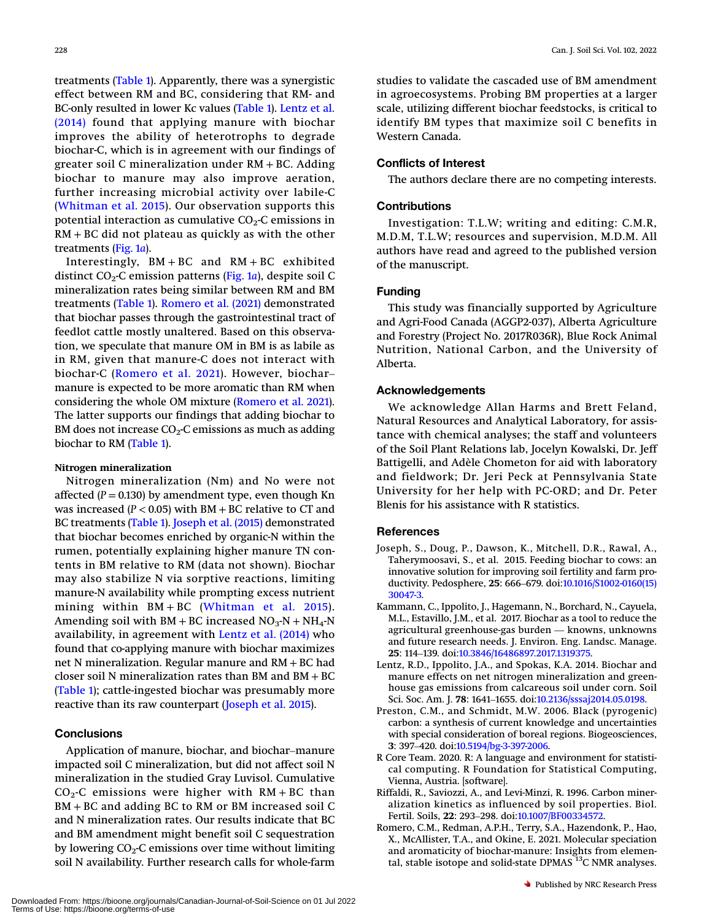treatments (Table 1). Apparently, there was a synergistic effect between RM and BC, considering that RM- and BC-only resulted in lower Kc values (Table 1). Lentz et al. (2014) found that applying manure with biochar improves the ability of heterotrophs to degrade biochar-C, which is in agreement with our findings of greater soil C mineralization under RM + BC. Adding biochar to manure may also improve aeration, further increasing microbial activity over labile-C (Whitman et al. 2015). Our observation supports this potential interaction as cumulative $CO_2$-C emissions in RM + BC did not plateau as quickly as with the other treatments (Fig. 1*a*).

Interestingly, BM + BC and RM + BC exhibited distinct $CO_2$-C emission patterns (Fig. 1*a*), despite soil C mineralization rates being similar between RM and BM treatments (Table 1). Romero et al. (2021) demonstrated that biochar passes through the gastrointestinal tract of feedlot cattle mostly unaltered. Based on this observation, we speculate that manure OM in BM is as labile as in RM, given that manure-C does not interact with biochar-C (Romero et al. 2021). However, biochar–manure is expected to be more aromatic than RM when considering the whole OM mixture (Romero et al. 2021). The latter supports our findings that adding biochar to BM does not increase $CO_2$-C emissions as much as adding biochar to RM (Table 1).

#### Nitrogen mineralization

Nitrogen mineralization (Nm) and No were not affected ($P = 0.130$) by amendment type, even though Kn was increased ($P < 0.05$) with BM + BC relative to CT and BC treatments (Table 1). Joseph et al. (2015) demonstrated that biochar becomes enriched by organic-N within the rumen, potentially explaining higher manure TN contents in BM relative to RM (data not shown). Biochar may also stabilize N via sorptive reactions, limiting manure-N availability while prompting excess nutrient mining within BM + BC (Whitman et al. 2015). Amending soil with BM + BC increased $NO_3$-N + $NH_4$-N availability, in agreement with Lentz et al. (2014) who found that co-applying manure with biochar maximizes net N mineralization. Regular manure and RM + BC had closer soil N mineralization rates than BM and BM + BC (Table 1); cattle-ingested biochar was presumably more reactive than its raw counterpart (Joseph et al. 2015).

## Conclusions

Application of manure, biochar, and biochar–manure impacted soil C mineralization, but did not affect soil N mineralization in the studied Gray Luvisol. Cumulative $CO_2$-C emissions were higher with RM + BC than BM + BC and adding BC to RM or BM increased soil C and N mineralization rates. Our results indicate that BC and BM amendment might benefit soil C sequestration by lowering $CO_2$-C emissions over time without limiting soil N availability. Further research calls for whole-farm studies to validate the cascaded use of BM amendment in agroecosystems. Probing BM properties at a larger scale, utilizing different biochar feedstocks, is critical to identify BM types that maximize soil C benefits in Western Canada.

## Conflicts of Interest

The authors declare there are no competing interests.

## Contributions

Investigation: T.L.W; writing and editing: C.M.R, M.D.M, T.L.W; resources and supervision, M.D.M. All authors have read and agreed to the published version of the manuscript.

## Funding

This study was financially supported by Agriculture and Agri-Food Canada (AGGP2-037), Alberta Agriculture and Forestry (Project No. 2017R036R), Blue Rock Animal Nutrition, National Carbon, and the University of Alberta.

## Acknowledgements

We acknowledge Allan Harms and Brett Feland, Natural Resources and Analytical Laboratory, for assistance with chemical analyses; the staff and volunteers of the Soil Plant Relations lab, Jocelyn Kowalski, Dr. Jeff Battigelli, and Adèle Chometon for aid with laboratory and fieldwork; Dr. Jeri Peck at Pennsylvania State University for her help with PC-ORD; and Dr. Peter Blenis for his assistance with R statistics.

## References

Joseph, S., Doug, P., Dawson, K., Mitchell, D.R., Rawal, A., Taherymoosavi, S., et al. 2015. Feeding biochar to cows: an innovative solution for improving soil fertility and farm productivity. Pedosphere, **25**: 666–679. doi:10.1016/S1002-0160(15)30047-3.

Kammann, C., Ippolito, J., Hagemann, N., Borchard, N., Cayuela, M.L., Estavillo, J.M., et al. 2017. Biochar as a tool to reduce the agricultural greenhouse-gas burden — knowns, unknowns and future research needs. J. Environ. Eng. Landsc. Manage. **25**: 114–139. doi:10.3846/16486897.2017.1319375.

Lentz, R.D., Ippolito, J.A., and Spokas, K.A. 2014. Biochar and manure effects on net nitrogen mineralization and greenhouse gas emissions from calcareous soil under corn. Soil Sci. Soc. Am. J. **78**: 1641–1655. doi:10.2136/sssaj2014.05.0198.

Preston, C.M., and Schmidt, M.W. 2006. Black (pyrogenic) carbon: a synthesis of current knowledge and uncertainties with special consideration of boreal regions. Biogeosciences, **3**: 397–420. doi:10.5194/bg-3-397-2006.

R Core Team. 2020. R: A language and environment for statistical computing. R Foundation for Statistical Computing, Vienna, Austria. [software].

Riffaldi, R., Saviozzi, A., and Levi-Minzi, R. 1996. Carbon mineralization kinetics as influenced by soil properties. Biol. Fertil. Soils, **22**: 293–298. doi:10.1007/BF00334572.

Romero, C.M., Redman, A.P.H., Terry, S.A., Hazendonk, P., Hao, X., McAllister, T.A., and Okine, E. 2021. Molecular speciation and aromaticity of biochar-manure: Insights from elemental, stable isotope and solid-state DPMAS $^{13}$C NMR analyses.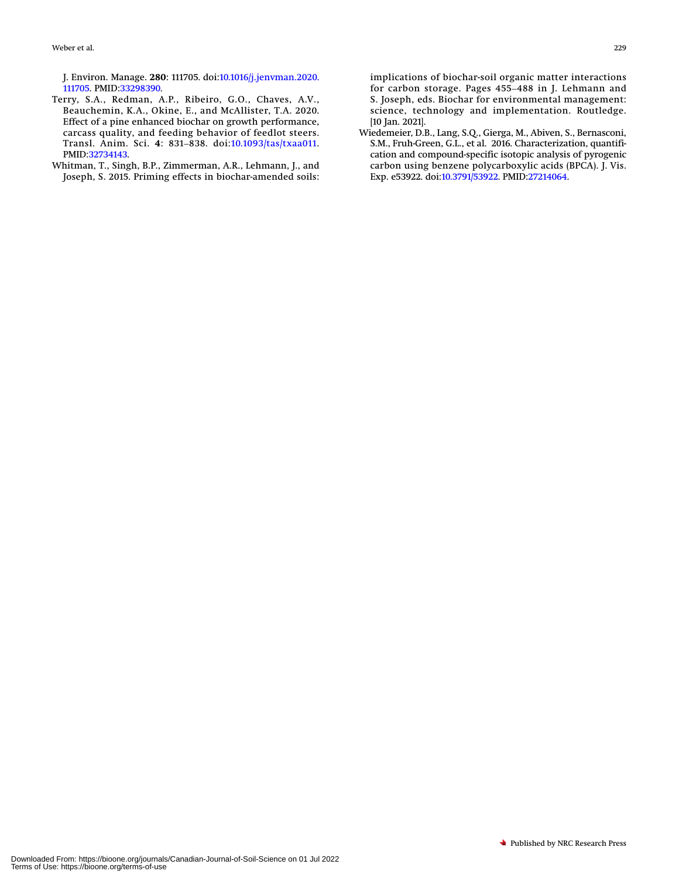J. Environ. Manage. **280**: 111705. doi:10.1016/j.jenvman.2020.111705. PMID:33298390.

Terry, S.A., Redman, A.P., Ribeiro, G.O., Chaves, A.V., Beauchemin, K.A., Okine, E., and McAllister, T.A. 2020. Effect of a pine enhanced biochar on growth performance, carcass quality, and feeding behavior of feedlot steers. Transl. Anim. Sci. **4**: 831–838. doi:10.1093/tas/txaa011. PMID:32734143.

Whitman, T., Singh, B.P., Zimmerman, A.R., Lehmann, J., and Joseph, S. 2015. Priming effects in biochar-amended soils: implications of biochar-soil organic matter interactions for carbon storage. Pages 455–488 in J. Lehmann and S. Joseph, eds. Biochar for environmental management: science, technology and implementation. Routledge. [10 Jan. 2021].

Wiedemeier, D.B., Lang, S.Q., Gierga, M., Abiven, S., Bernasconi, S.M., Fruh-Green, G.L., et al. 2016. Characterization, quantification and compound-specific isotopic analysis of pyrogenic carbon using benzene polycarboxylic acids (BPCA). J. Vis. Exp. e53922. doi:10.3791/53922. PMID:27214064.